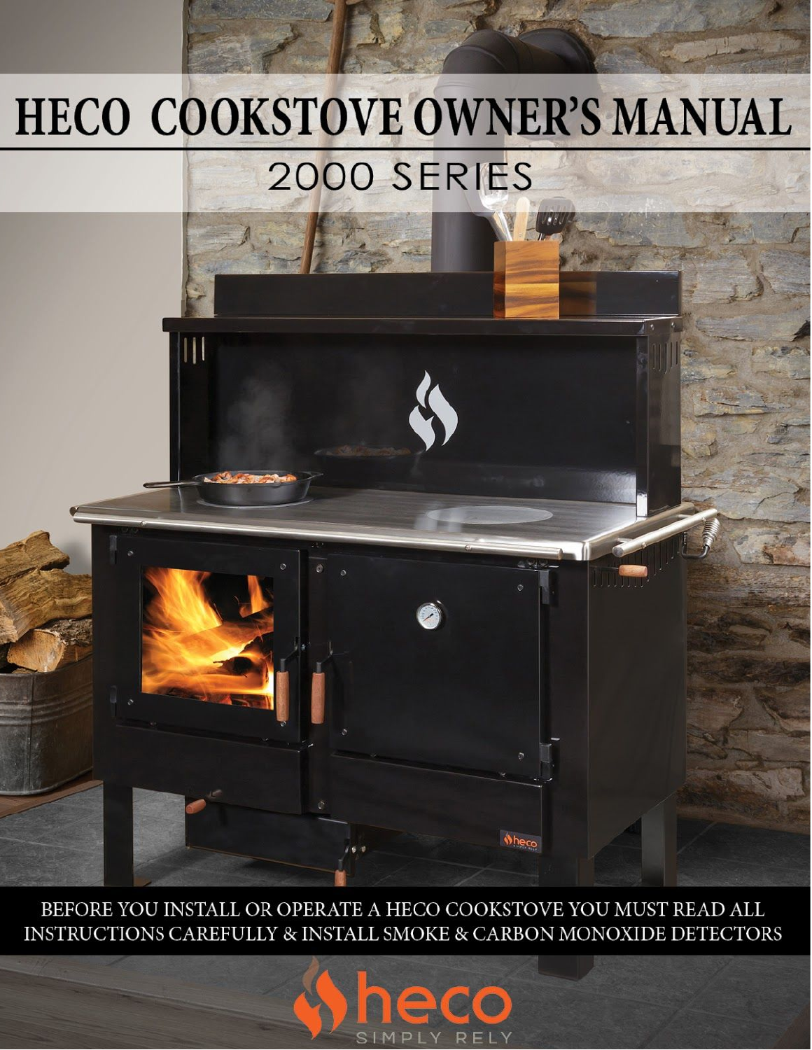# HECO COOKSTOVE OWNER'S MANUAL

## 2000 SERIES

BEFORE YOU INSTALL OR OPERATE A HECO COOKSTOVE YOU MUST READ ALL INSTRUCTIONS CAREFULLY & INSTALL SMOKE & CARBON MONOXIDE DETECTORS

heco

SIMPLY RELY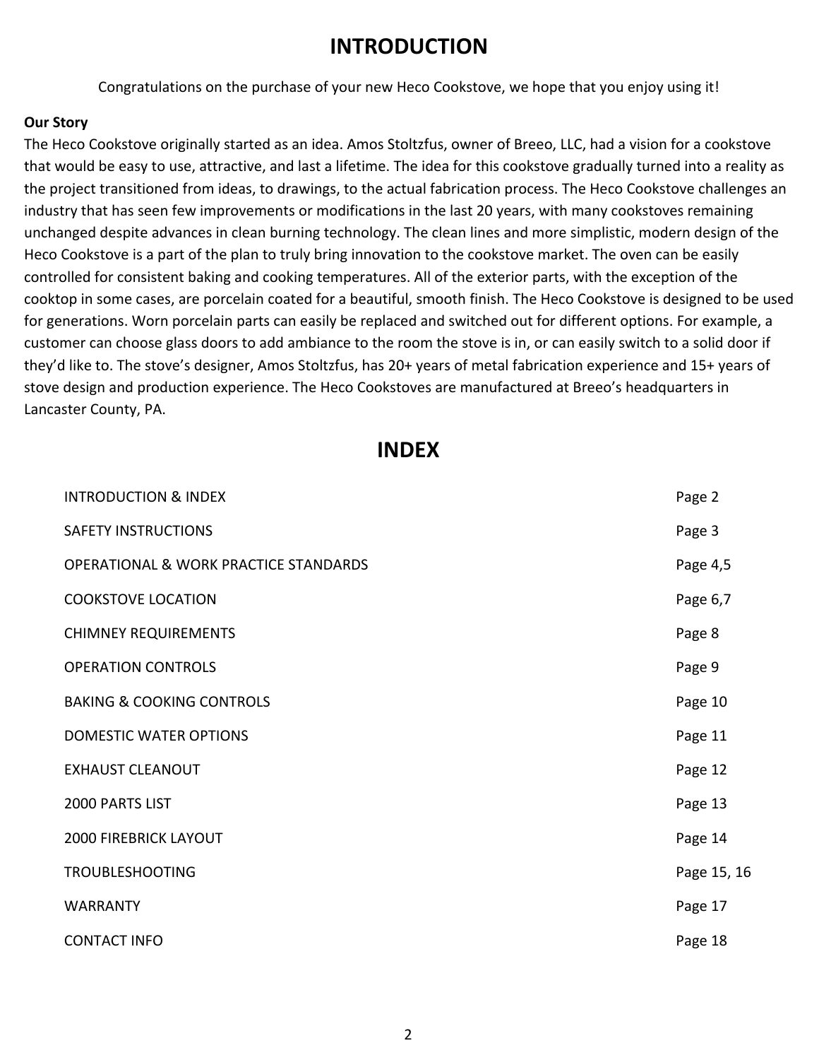# INTRODUCTION

Congratulations on the purchase of your new Heco Cookstove, we hope that you enjoy using it!

**Our Story**

The Heco Cookstove originally started as an idea. Amos Stoltzfus, owner of Breeo, LLC, had a vision for a cookstove that would be easy to use, attractive, and last a lifetime. The idea for this cookstove gradually turned into a reality as the project transitioned from ideas, to drawings, to the actual fabrication process. The Heco Cookstove challenges an industry that has seen few improvements or modifications in the last 20 years, with many cookstoves remaining unchanged despite advances in clean burning technology. The clean lines and more simplistic, modern design of the Heco Cookstove is a part of the plan to truly bring innovation to the cookstove market. The oven can be easily controlled for consistent baking and cooking temperatures. All of the exterior parts, with the exception of the cooktop in some cases, are porcelain coated for a beautiful, smooth finish. The Heco Cookstove is designed to be used for generations. Worn porcelain parts can easily be replaced and switched out for different options. For example, a customer can choose glass doors to add ambiance to the room the stove is in, or can easily switch to a solid door if they'd like to. The stove's designer, Amos Stoltzfus, has 20+ years of metal fabrication experience and 15+ years of stove design and production experience. The Heco Cookstoves are manufactured at Breeo's headquarters in Lancaster County, PA.

# INDEX

| | |
|---|---|
| INTRODUCTION & INDEX | Page 2 |
| SAFETY INSTRUCTIONS | Page 3 |
| OPERATIONAL & WORK PRACTICE STANDARDS | Page 4,5 |
| COOKSTOVE LOCATION | Page 6,7 |
| CHIMNEY REQUIREMENTS | Page 8 |
| OPERATION CONTROLS | Page 9 |
| BAKING & COOKING CONTROLS | Page 10 |
| DOMESTIC WATER OPTIONS | Page 11 |
| EXHAUST CLEANOUT | Page 12 |
| 2000 PARTS LIST | Page 13 |
| 2000 FIREBRICK LAYOUT | Page 14 |
| TROUBLESHOOTING | Page 15, 16 |
| WARRANTY | Page 17 |
| CONTACT INFO | Page 18 |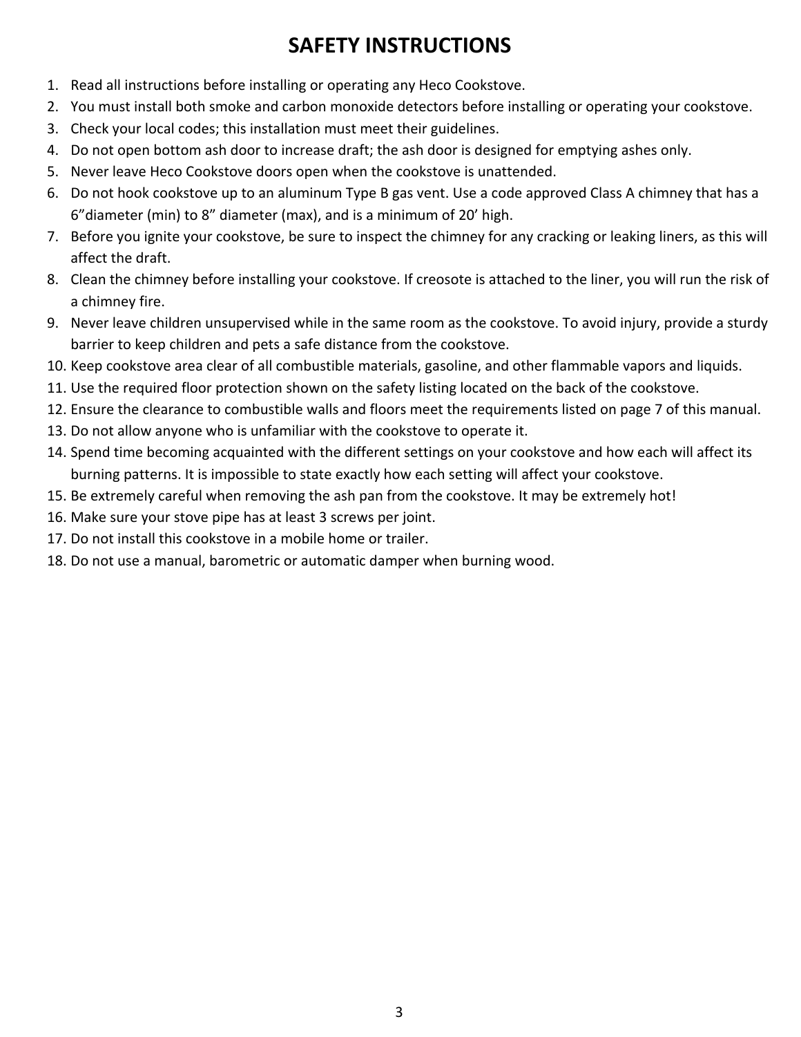# SAFETY INSTRUCTIONS

1. Read all instructions before installing or operating any Heco Cookstove.
2. You must install both smoke and carbon monoxide detectors before installing or operating your cookstove.
3. Check your local codes; this installation must meet their guidelines.
4. Do not open bottom ash door to increase draft; the ash door is designed for emptying ashes only.
5. Never leave Heco Cookstove doors open when the cookstove is unattended.
6. Do not hook cookstove up to an aluminum Type B gas vent. Use a code approved Class A chimney that has a 6"diameter (min) to 8" diameter (max), and is a minimum of 20' high.
7. Before you ignite your cookstove, be sure to inspect the chimney for any cracking or leaking liners, as this will affect the draft.
8. Clean the chimney before installing your cookstove. If creosote is attached to the liner, you will run the risk of a chimney fire.
9. Never leave children unsupervised while in the same room as the cookstove. To avoid injury, provide a sturdy barrier to keep children and pets a safe distance from the cookstove.
10. Keep cookstove area clear of all combustible materials, gasoline, and other flammable vapors and liquids.
11. Use the required floor protection shown on the safety listing located on the back of the cookstove.
12. Ensure the clearance to combustible walls and floors meet the requirements listed on page 7 of this manual.
13. Do not allow anyone who is unfamiliar with the cookstove to operate it.
14. Spend time becoming acquainted with the different settings on your cookstove and how each will affect its burning patterns. It is impossible to state exactly how each setting will affect your cookstove.
15. Be extremely careful when removing the ash pan from the cookstove. It may be extremely hot!
16. Make sure your stove pipe has at least 3 screws per joint.
17. Do not install this cookstove in a mobile home or trailer.
18. Do not use a manual, barometric or automatic damper when burning wood.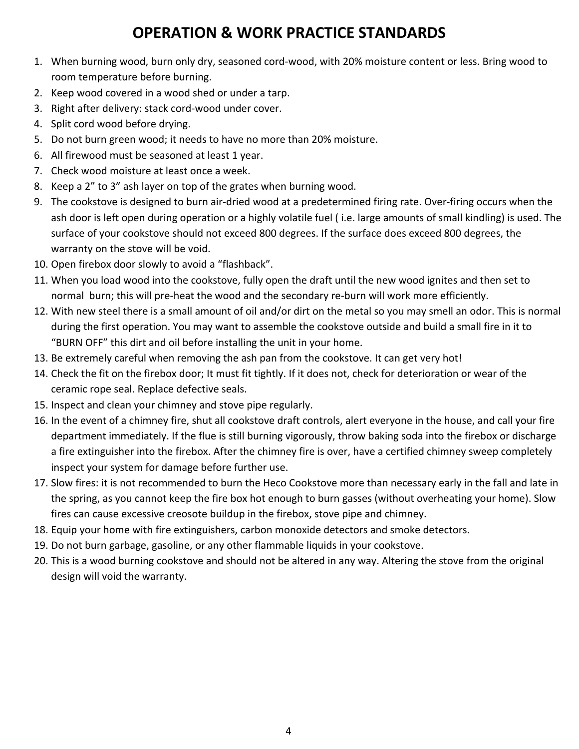# OPERATION & WORK PRACTICE STANDARDS

1. When burning wood, burn only dry, seasoned cord-wood, with 20% moisture content or less. Bring wood to room temperature before burning.
2. Keep wood covered in a wood shed or under a tarp.
3. Right after delivery: stack cord-wood under cover.
4. Split cord wood before drying.
5. Do not burn green wood; it needs to have no more than 20% moisture.
6. All firewood must be seasoned at least 1 year.
7. Check wood moisture at least once a week.
8. Keep a 2" to 3" ash layer on top of the grates when burning wood.
9. The cookstove is designed to burn air-dried wood at a predetermined firing rate. Over-firing occurs when the ash door is left open during operation or a highly volatile fuel ( i.e. large amounts of small kindling) is used. The surface of your cookstove should not exceed 800 degrees. If the surface does exceed 800 degrees, the warranty on the stove will be void.
10. Open firebox door slowly to avoid a "flashback".
11. When you load wood into the cookstove, fully open the draft until the new wood ignites and then set to normal burn; this will pre-heat the wood and the secondary re-burn will work more efficiently.
12. With new steel there is a small amount of oil and/or dirt on the metal so you may smell an odor. This is normal during the first operation. You may want to assemble the cookstove outside and build a small fire in it to "BURN OFF" this dirt and oil before installing the unit in your home.
13. Be extremely careful when removing the ash pan from the cookstove. It can get very hot!
14. Check the fit on the firebox door; It must fit tightly. If it does not, check for deterioration or wear of the ceramic rope seal. Replace defective seals.
15. Inspect and clean your chimney and stove pipe regularly.
16. In the event of a chimney fire, shut all cookstove draft controls, alert everyone in the house, and call your fire department immediately. If the flue is still burning vigorously, throw baking soda into the firebox or discharge a fire extinguisher into the firebox. After the chimney fire is over, have a certified chimney sweep completely inspect your system for damage before further use.
17. Slow fires: it is not recommended to burn the Heco Cookstove more than necessary early in the fall and late in the spring, as you cannot keep the fire box hot enough to burn gasses (without overheating your home). Slow fires can cause excessive creosote buildup in the firebox, stove pipe and chimney.
18. Equip your home with fire extinguishers, carbon monoxide detectors and smoke detectors.
19. Do not burn garbage, gasoline, or any other flammable liquids in your cookstove.
20. This is a wood burning cookstove and should not be altered in any way. Altering the stove from the original design will void the warranty.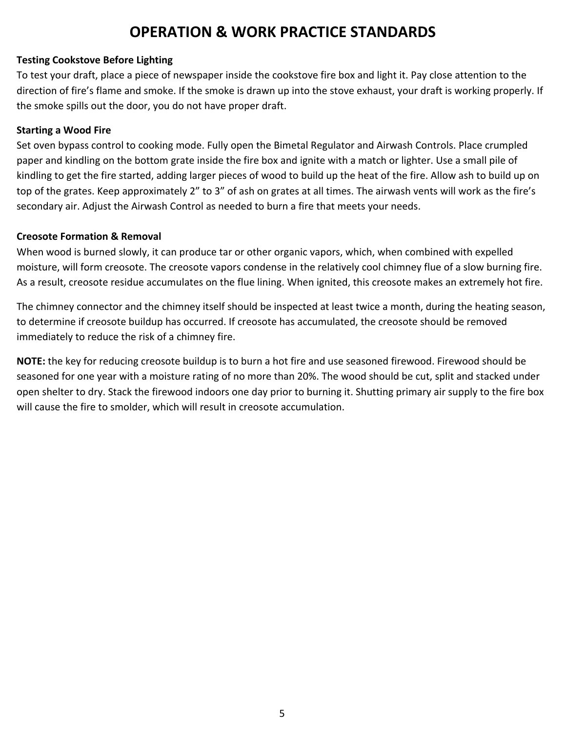# OPERATION & WORK PRACTICE STANDARDS

**Testing Cookstove Before Lighting**

To test your draft, place a piece of newspaper inside the cookstove fire box and light it. Pay close attention to the direction of fire's flame and smoke. If the smoke is drawn up into the stove exhaust, your draft is working properly. If the smoke spills out the door, you do not have proper draft.

**Starting a Wood Fire**

Set oven bypass control to cooking mode. Fully open the Bimetal Regulator and Airwash Controls. Place crumpled paper and kindling on the bottom grate inside the fire box and ignite with a match or lighter. Use a small pile of kindling to get the fire started, adding larger pieces of wood to build up the heat of the fire. Allow ash to build up on top of the grates. Keep approximately 2" to 3" of ash on grates at all times. The airwash vents will work as the fire's secondary air. Adjust the Airwash Control as needed to burn a fire that meets your needs.

**Creosote Formation & Removal**

When wood is burned slowly, it can produce tar or other organic vapors, which, when combined with expelled moisture, will form creosote. The creosote vapors condense in the relatively cool chimney flue of a slow burning fire. As a result, creosote residue accumulates on the flue lining. When ignited, this creosote makes an extremely hot fire.

The chimney connector and the chimney itself should be inspected at least twice a month, during the heating season, to determine if creosote buildup has occurred. If creosote has accumulated, the creosote should be removed immediately to reduce the risk of a chimney fire.

**NOTE:** the key for reducing creosote buildup is to burn a hot fire and use seasoned firewood. Firewood should be seasoned for one year with a moisture rating of no more than 20%. The wood should be cut, split and stacked under open shelter to dry. Stack the firewood indoors one day prior to burning it. Shutting primary air supply to the fire box will cause the fire to smolder, which will result in creosote accumulation.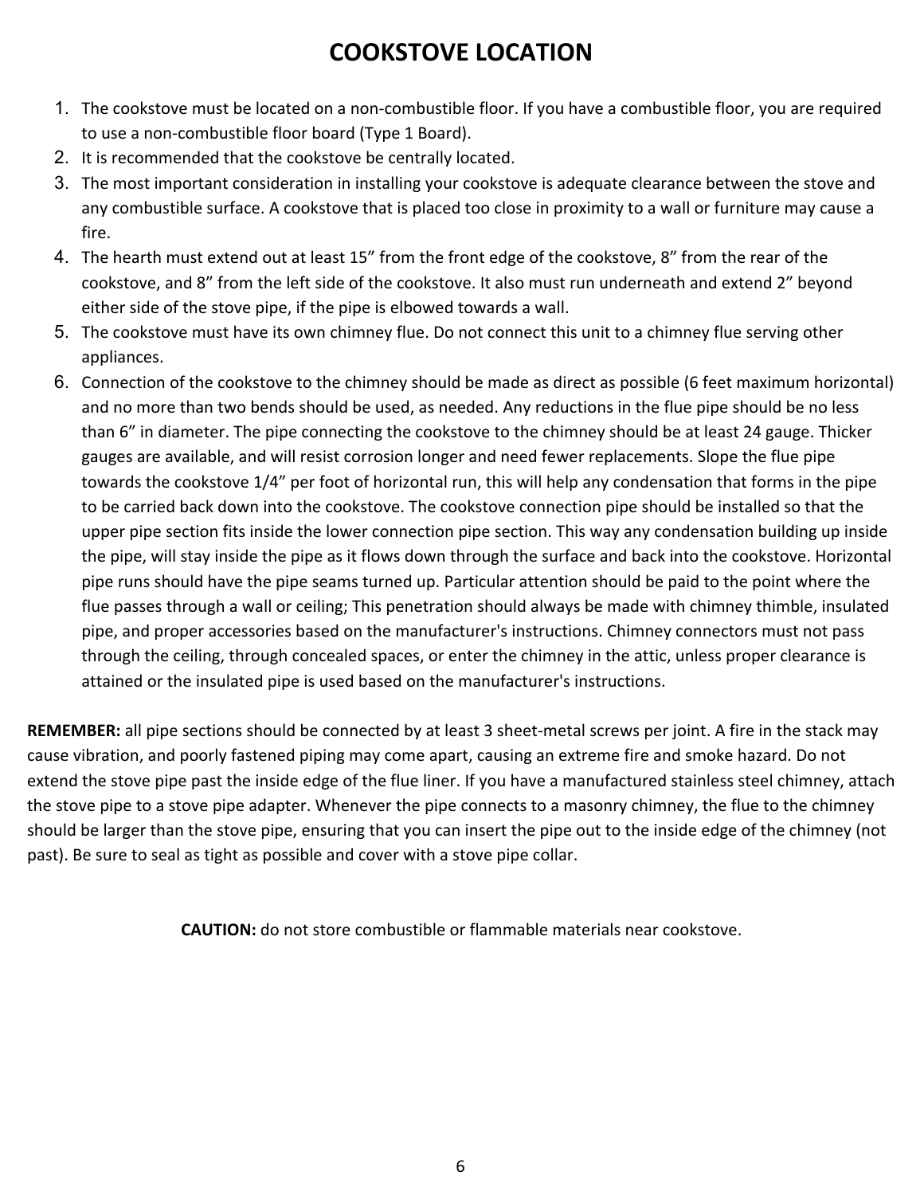# COOKSTOVE LOCATION

1. The cookstove must be located on a non-combustible floor. If you have a combustible floor, you are required to use a non-combustible floor board (Type 1 Board).
2. It is recommended that the cookstove be centrally located.
3. The most important consideration in installing your cookstove is adequate clearance between the stove and any combustible surface. A cookstove that is placed too close in proximity to a wall or furniture may cause a fire.
4. The hearth must extend out at least 15" from the front edge of the cookstove, 8" from the rear of the cookstove, and 8" from the left side of the cookstove. It also must run underneath and extend 2" beyond either side of the stove pipe, if the pipe is elbowed towards a wall.
5. The cookstove must have its own chimney flue. Do not connect this unit to a chimney flue serving other appliances.
6. Connection of the cookstove to the chimney should be made as direct as possible (6 feet maximum horizontal) and no more than two bends should be used, as needed. Any reductions in the flue pipe should be no less than 6" in diameter. The pipe connecting the cookstove to the chimney should be at least 24 gauge. Thicker gauges are available, and will resist corrosion longer and need fewer replacements. Slope the flue pipe towards the cookstove 1/4" per foot of horizontal run, this will help any condensation that forms in the pipe to be carried back down into the cookstove. The cookstove connection pipe should be installed so that the upper pipe section fits inside the lower connection pipe section. This way any condensation building up inside the pipe, will stay inside the pipe as it flows down through the surface and back into the cookstove. Horizontal pipe runs should have the pipe seams turned up. Particular attention should be paid to the point where the flue passes through a wall or ceiling; This penetration should always be made with chimney thimble, insulated pipe, and proper accessories based on the manufacturer's instructions. Chimney connectors must not pass through the ceiling, through concealed spaces, or enter the chimney in the attic, unless proper clearance is attained or the insulated pipe is used based on the manufacturer's instructions.

**REMEMBER:** all pipe sections should be connected by at least 3 sheet-metal screws per joint. A fire in the stack may cause vibration, and poorly fastened piping may come apart, causing an extreme fire and smoke hazard. Do not extend the stove pipe past the inside edge of the flue liner. If you have a manufactured stainless steel chimney, attach the stove pipe to a stove pipe adapter. Whenever the pipe connects to a masonry chimney, the flue to the chimney should be larger than the stove pipe, ensuring that you can insert the pipe out to the inside edge of the chimney (not past). Be sure to seal as tight as possible and cover with a stove pipe collar.

**CAUTION:** do not store combustible or flammable materials near cookstove.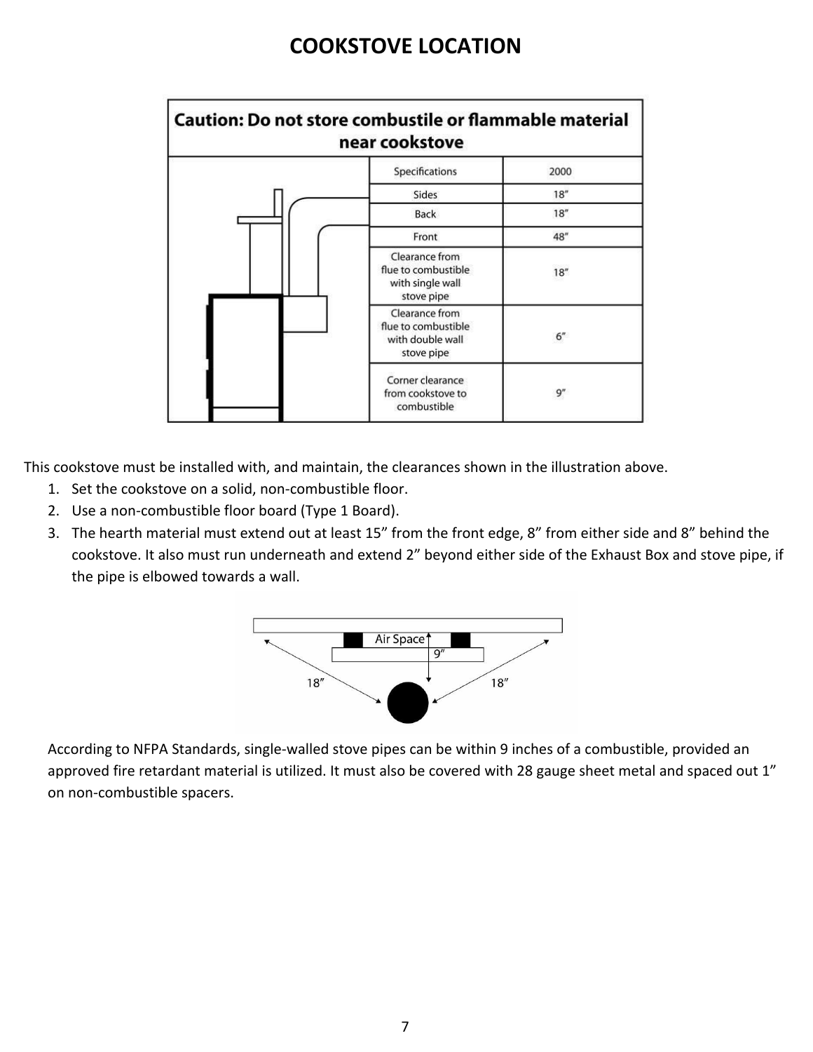# COOKSTOVE LOCATION

**Caution: Do not store combustile or flammable material near cookstove**

| Specifications | 2000 |
|---|---|
| Sides | 18" |
| Back | 18" |
| Front | 48" |
| Clearance from flue to combustible with single wall stove pipe | 18" |
| Clearance from flue to combustible with double wall stove pipe | 6" |
| Corner clearance from cookstove to combustible | 9" |

This cookstove must be installed with, and maintain, the clearances shown in the illustration above.

1. Set the cookstove on a solid, non-combustible floor.
2. Use a non-combustible floor board (Type 1 Board).
3. The hearth material must extend out at least 15" from the front edge, 8" from either side and 8" behind the cookstove. It also must run underneath and extend 2" beyond either side of the Exhaust Box and stove pipe, if the pipe is elbowed towards a wall.

Air Space 9" 18" 18"

According to NFPA Standards, single-walled stove pipes can be within 9 inches of a combustible, provided an approved fire retardant material is utilized. It must also be covered with 28 gauge sheet metal and spaced out 1" on non-combustible spacers.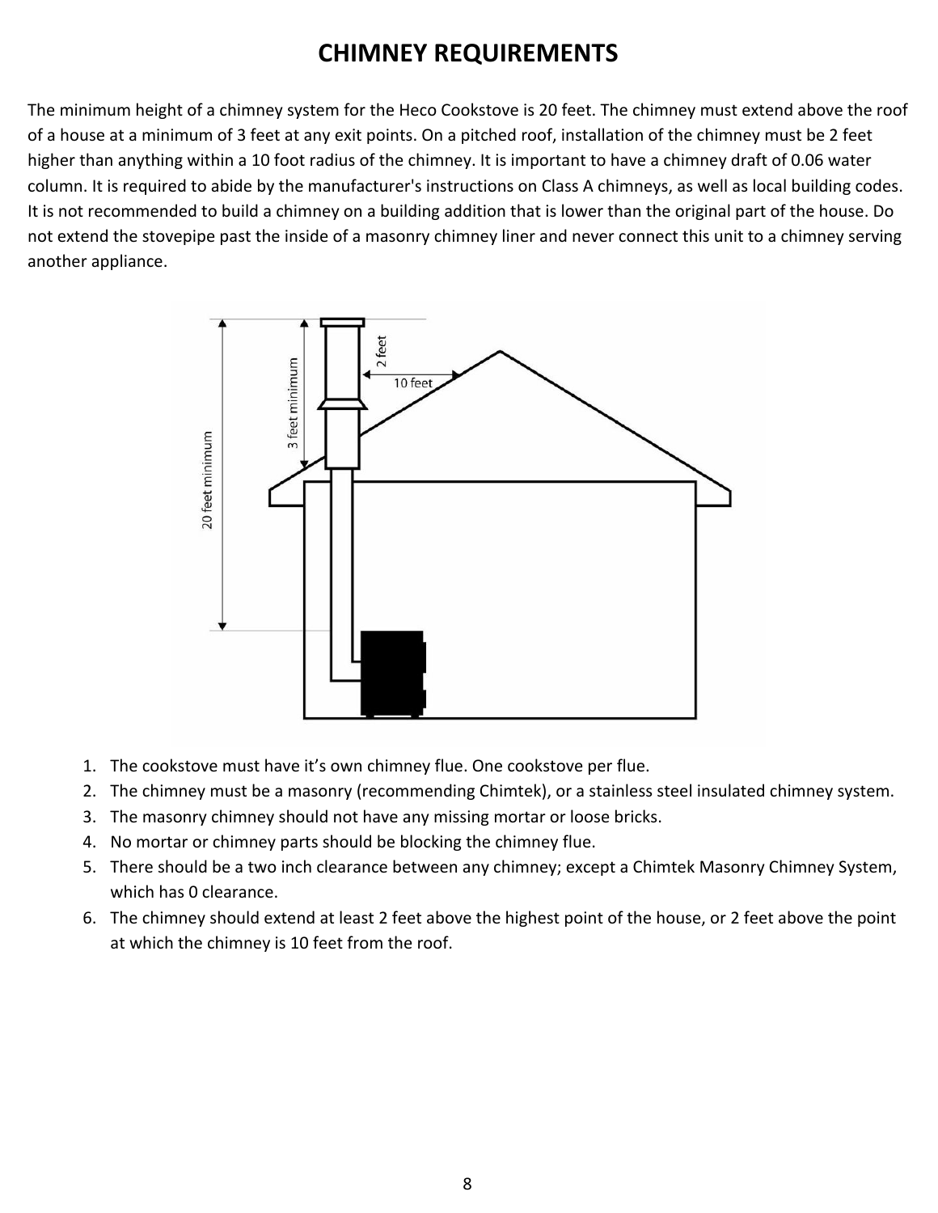# CHIMNEY REQUIREMENTS

The minimum height of a chimney system for the Heco Cookstove is 20 feet. The chimney must extend above the roof of a house at a minimum of 3 feet at any exit points. On a pitched roof, installation of the chimney must be 2 feet higher than anything within a 10 foot radius of the chimney. It is important to have a chimney draft of 0.06 water column. It is required to abide by the manufacturer's instructions on Class A chimneys, as well as local building codes. It is not recommended to build a chimney on a building addition that is lower than the original part of the house. Do not extend the stovepipe past the inside of a masonry chimney liner and never connect this unit to a chimney serving another appliance.

1. The cookstove must have it's own chimney flue. One cookstove per flue.
2. The chimney must be a masonry (recommending Chimtek), or a stainless steel insulated chimney system.
3. The masonry chimney should not have any missing mortar or loose bricks.
4. No mortar or chimney parts should be blocking the chimney flue.
5. There should be a two inch clearance between any chimney; except a Chimtek Masonry Chimney System, which has 0 clearance.
6. The chimney should extend at least 2 feet above the highest point of the house, or 2 feet above the point at which the chimney is 10 feet from the roof.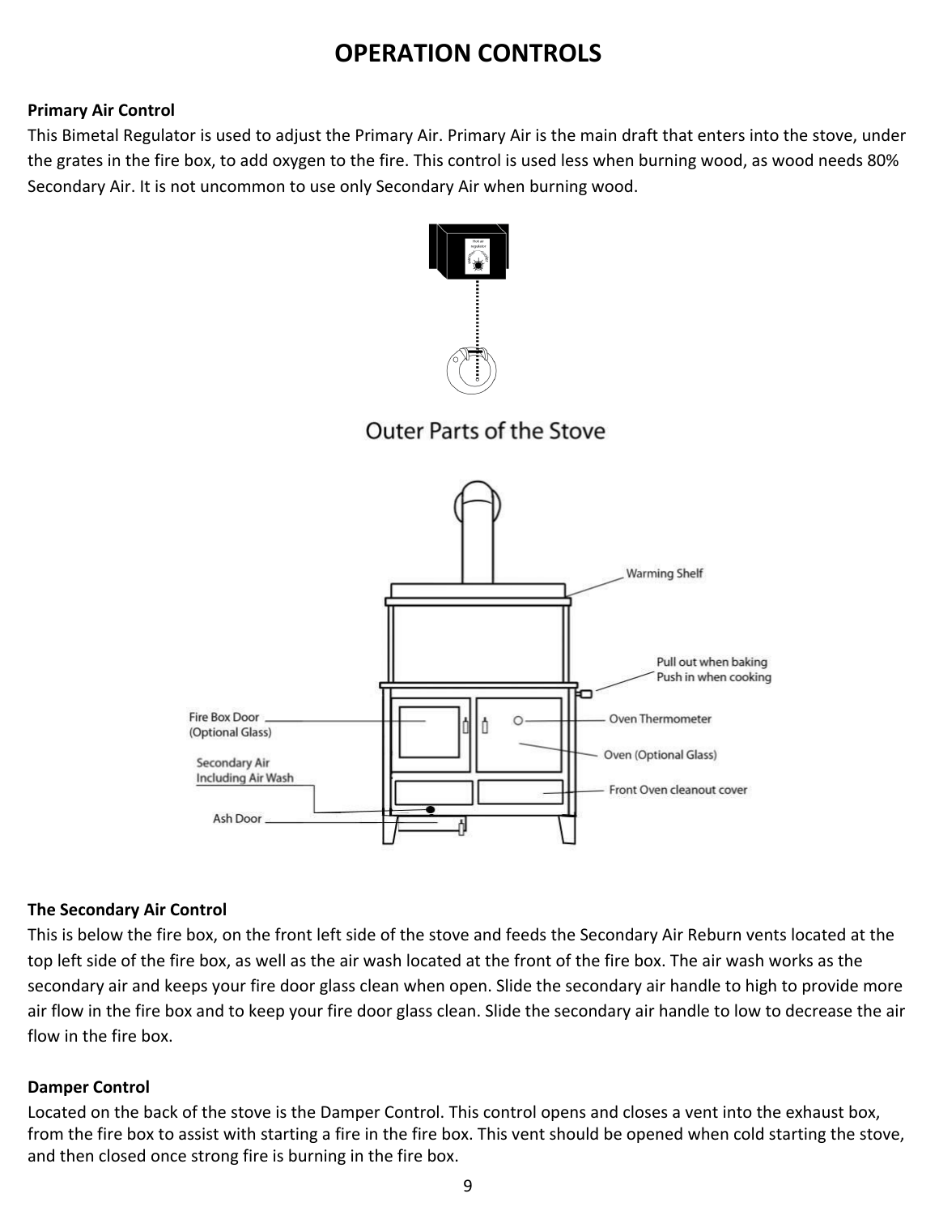# OPERATION CONTROLS

**Primary Air Control**

This Bimetal Regulator is used to adjust the Primary Air. Primary Air is the main draft that enters into the stove, under the grates in the fire box, to add oxygen to the fire. This control is used less when burning wood, as wood needs 80% Secondary Air. It is not uncommon to use only Secondary Air when burning wood.

Outer Parts of the Stove

Warming Shelf

Pull out when baking
Push in when cooking

Fire Box Door
(Optional Glass)

Oven Thermometer

Oven (Optional Glass)

Secondary Air
Including Air Wash

Front Oven cleanout cover

Ash Door

**The Secondary Air Control**

This is below the fire box, on the front left side of the stove and feeds the Secondary Air Reburn vents located at the top left side of the fire box, as well as the air wash located at the front of the fire box. The air wash works as the secondary air and keeps your fire door glass clean when open. Slide the secondary air handle to high to provide more air flow in the fire box and to keep your fire door glass clean. Slide the secondary air handle to low to decrease the air flow in the fire box.

**Damper Control**

Located on the back of the stove is the Damper Control. This control opens and closes a vent into the exhaust box, from the fire box to assist with starting a fire in the fire box. This vent should be opened when cold starting the stove, and then closed once strong fire is burning in the fire box.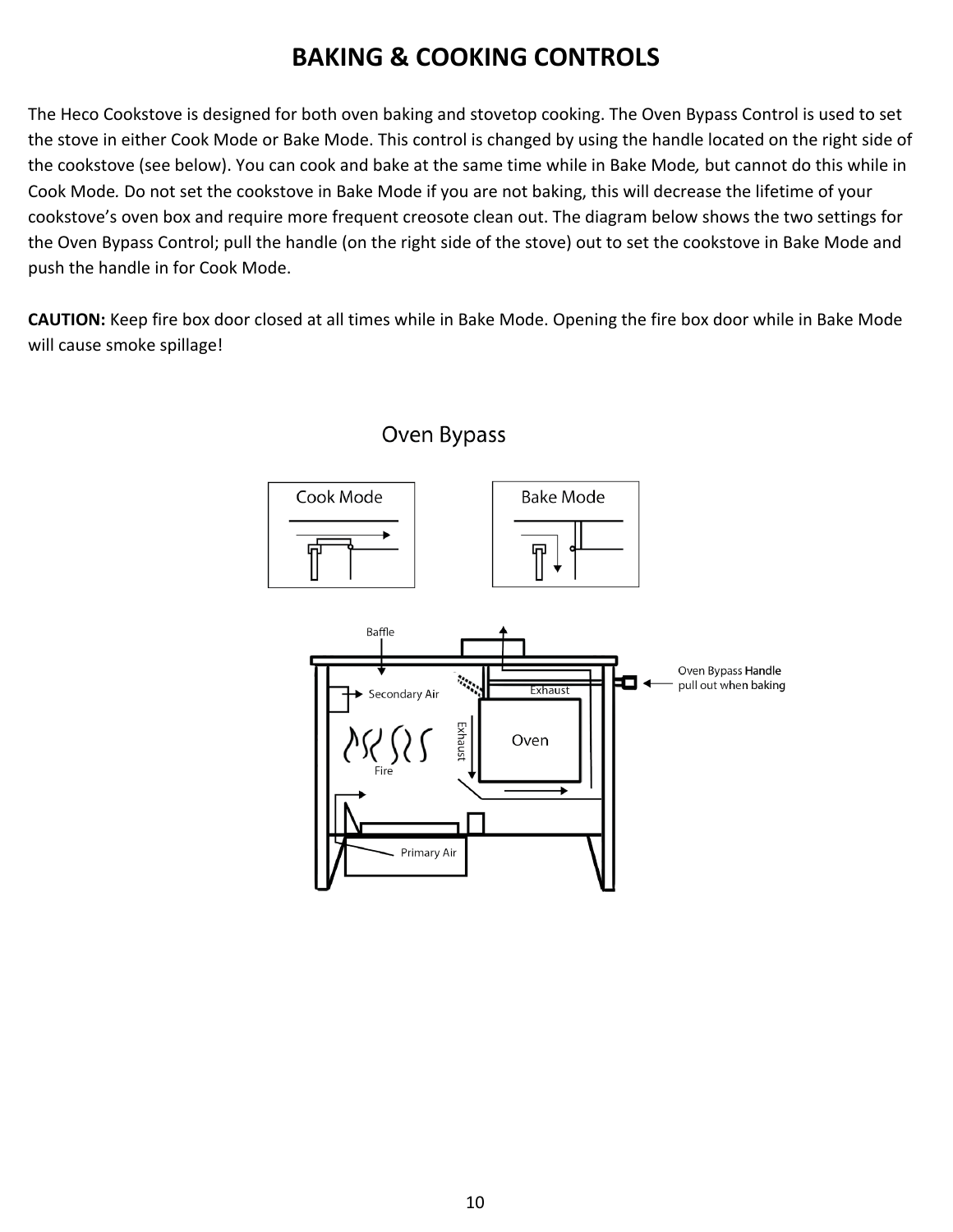# BAKING & COOKING CONTROLS

The Heco Cookstove is designed for both oven baking and stovetop cooking. The Oven Bypass Control is used to set the stove in either Cook Mode or Bake Mode. This control is changed by using the handle located on the right side of the cookstove (see below). You can cook and bake at the same time while in Bake Mode*,* but cannot do this while in Cook Mode*.* Do not set the cookstove in Bake Mode if you are not baking, this will decrease the lifetime of your cookstove's oven box and require more frequent creosote clean out. The diagram below shows the two settings for the Oven Bypass Control; pull the handle (on the right side of the stove) out to set the cookstove in Bake Mode and push the handle in for Cook Mode.

**CAUTION:** Keep fire box door closed at all times while in Bake Mode. Opening the fire box door while in Bake Mode will cause smoke spillage!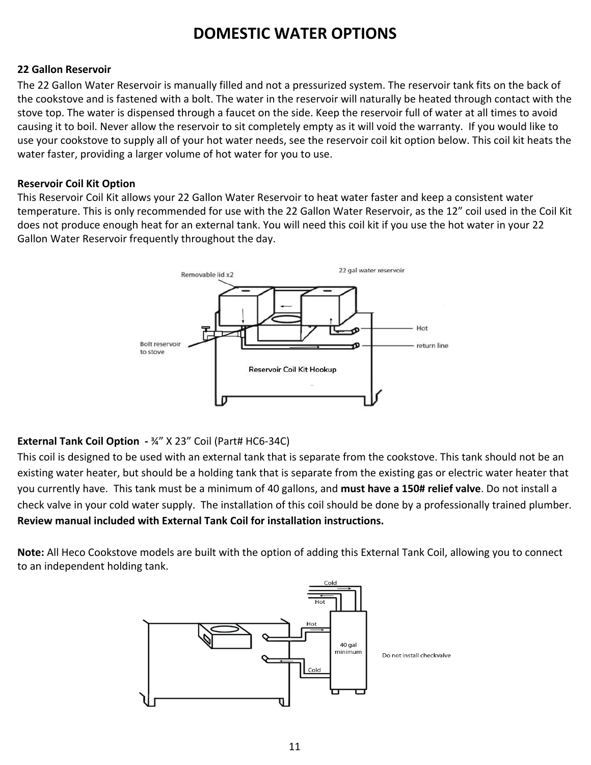# DOMESTIC WATER OPTIONS

**22 Gallon Reservoir**

The 22 Gallon Water Reservoir is manually filled and not a pressurized system. The reservoir tank fits on the back of the cookstove and is fastened with a bolt. The water in the reservoir will naturally be heated through contact with the stove top. The water is dispensed through a faucet on the side. Keep the reservoir full of water at all times to avoid causing it to boil. Never allow the reservoir to sit completely empty as it will void the warranty. If you would like to use your cookstove to supply all of your hot water needs, see the reservoir coil kit option below. This coil kit heats the water faster, providing a larger volume of hot water for you to use.

**Reservoir Coil Kit Option**

This Reservoir Coil Kit allows your 22 Gallon Water Reservoir to heat water faster and keep a consistent water temperature. This is only recommended for use with the 22 Gallon Water Reservoir, as the 12" coil used in the Coil Kit does not produce enough heat for an external tank. You will need this coil kit if you use the hot water in your 22 Gallon Water Reservoir frequently throughout the day.

Removable lid x2

22 gal water reservoir

Bolt reservoir to stove

Hot

return line

Reservoir Coil Kit Hookup

**External Tank Coil Option -** ¾" X 23" Coil (Part# HC6-34C)

This coil is designed to be used with an external tank that is separate from the cookstove. This tank should not be an existing water heater, but should be a holding tank that is separate from the existing gas or electric water heater that you currently have. This tank must be a minimum of 40 gallons, and **must have a 150# relief valve**. Do not install a check valve in your cold water supply. The installation of this coil should be done by a professionally trained plumber. **Review manual included with External Tank Coil for installation instructions.**

**Note:** All Heco Cookstove models are built with the option of adding this External Tank Coil, allowing you to connect to an independent holding tank.

Cold

Hot

Hot

40 gal minimum

Cold

Do not install checkvalve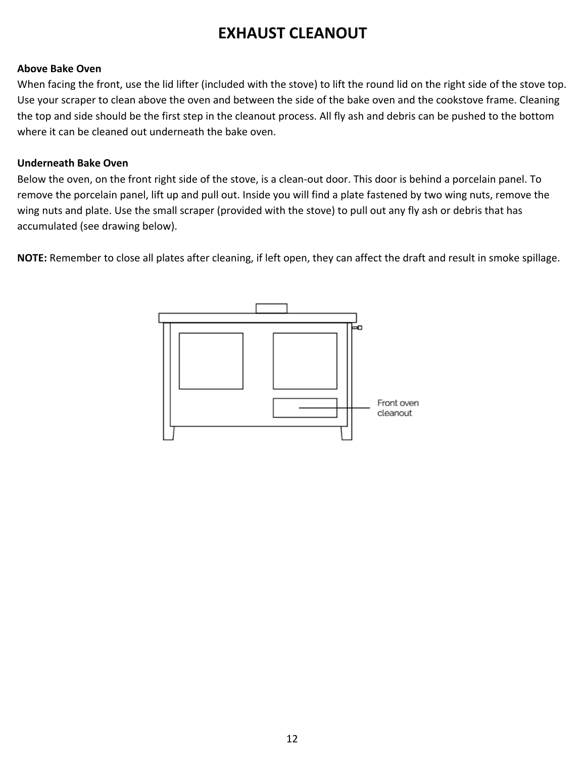# EXHAUST CLEANOUT

**Above Bake Oven**

When facing the front, use the lid lifter (included with the stove) to lift the round lid on the right side of the stove top. Use your scraper to clean above the oven and between the side of the bake oven and the cookstove frame. Cleaning the top and side should be the first step in the cleanout process. All fly ash and debris can be pushed to the bottom where it can be cleaned out underneath the bake oven.

**Underneath Bake Oven**

Below the oven, on the front right side of the stove, is a clean-out door. This door is behind a porcelain panel. To remove the porcelain panel, lift up and pull out. Inside you will find a plate fastened by two wing nuts, remove the wing nuts and plate. Use the small scraper (provided with the stove) to pull out any fly ash or debris that has accumulated (see drawing below).

**NOTE:** Remember to close all plates after cleaning, if left open, they can affect the draft and result in smoke spillage.

Front oven cleanout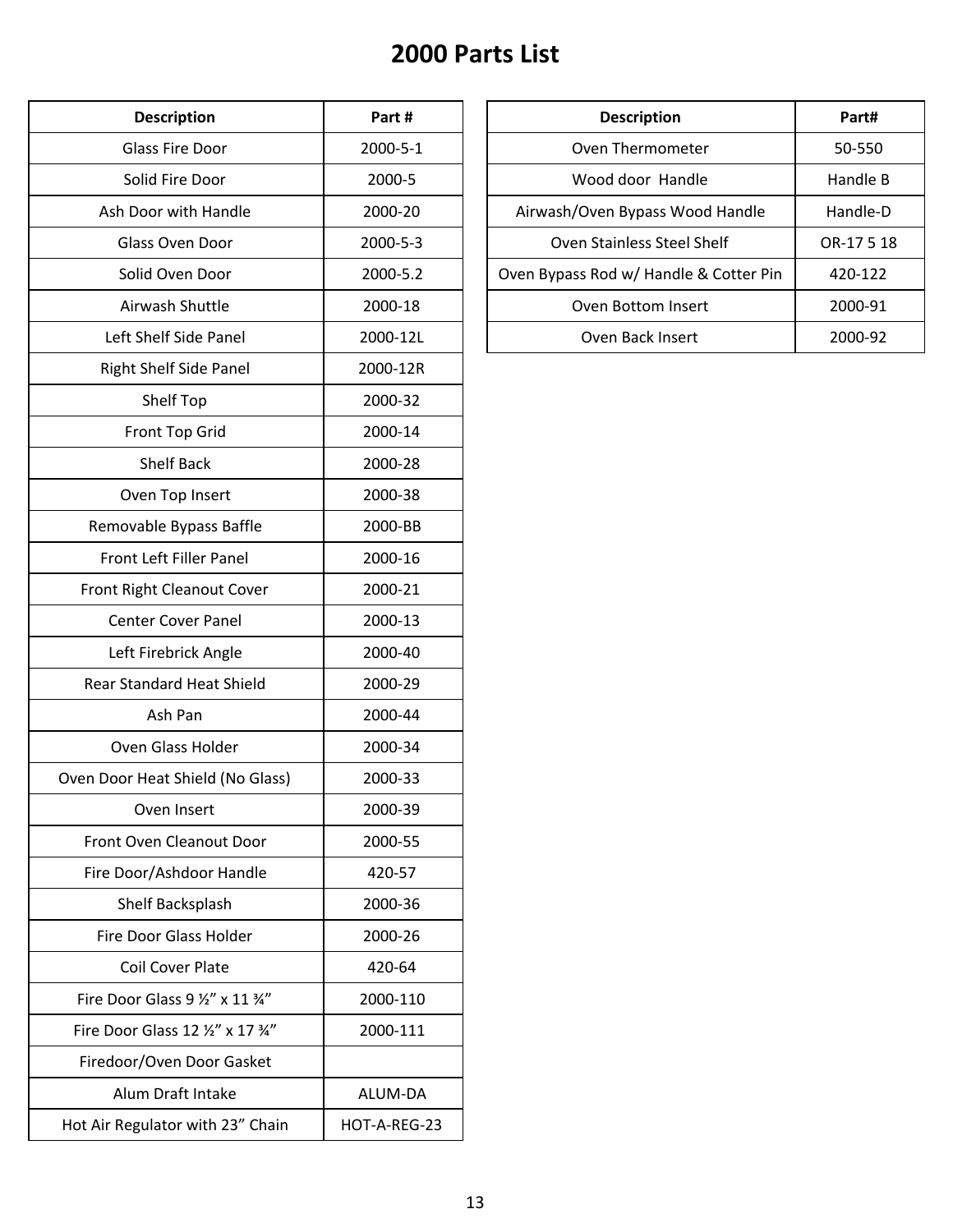# 2000 Parts List

| Description | Part # |
|---|---|
| Glass Fire Door | 2000-5-1 |
| Solid Fire Door | 2000-5 |
| Ash Door with Handle | 2000-20 |
| Glass Oven Door | 2000-5-3 |
| Solid Oven Door | 2000-5.2 |
| Airwash Shuttle | 2000-18 |
| Left Shelf Side Panel | 2000-12L |
| Right Shelf Side Panel | 2000-12R |
| Shelf Top | 2000-32 |
| Front Top Grid | 2000-14 |
| Shelf Back | 2000-28 |
| Oven Top Insert | 2000-38 |
| Removable Bypass Baffle | 2000-BB |
| Front Left Filler Panel | 2000-16 |
| Front Right Cleanout Cover | 2000-21 |
| Center Cover Panel | 2000-13 |
| Left Firebrick Angle | 2000-40 |
| Rear Standard Heat Shield | 2000-29 |
| Ash Pan | 2000-44 |
| Oven Glass Holder | 2000-34 |
| Oven Door Heat Shield (No Glass) | 2000-33 |
| Oven Insert | 2000-39 |
| Front Oven Cleanout Door | 2000-55 |
| Fire Door/Ashdoor Handle | 420-57 |
| Shelf Backsplash | 2000-36 |
| Fire Door Glass Holder | 2000-26 |
| Coil Cover Plate | 420-64 |
| Fire Door Glass 9 ½” x 11 ¾” | 2000-110 |
| Fire Door Glass 12 ½” x 17 ¾” | 2000-111 |
| Firedoor/Oven Door Gasket | |
| Alum Draft Intake | ALUM-DA |
| Hot Air Regulator with 23” Chain | HOT-A-REG-23 |

| Description | Part# |
|---|---|
| Oven Thermometer | 50-550 |
| Wood door Handle | Handle B |
| Airwash/Oven Bypass Wood Handle | Handle-D |
| Oven Stainless Steel Shelf | OR-17 5 18 |
| Oven Bypass Rod w/ Handle & Cotter Pin | 420-122 |
| Oven Bottom Insert | 2000-91 |
| Oven Back Insert | 2000-92 |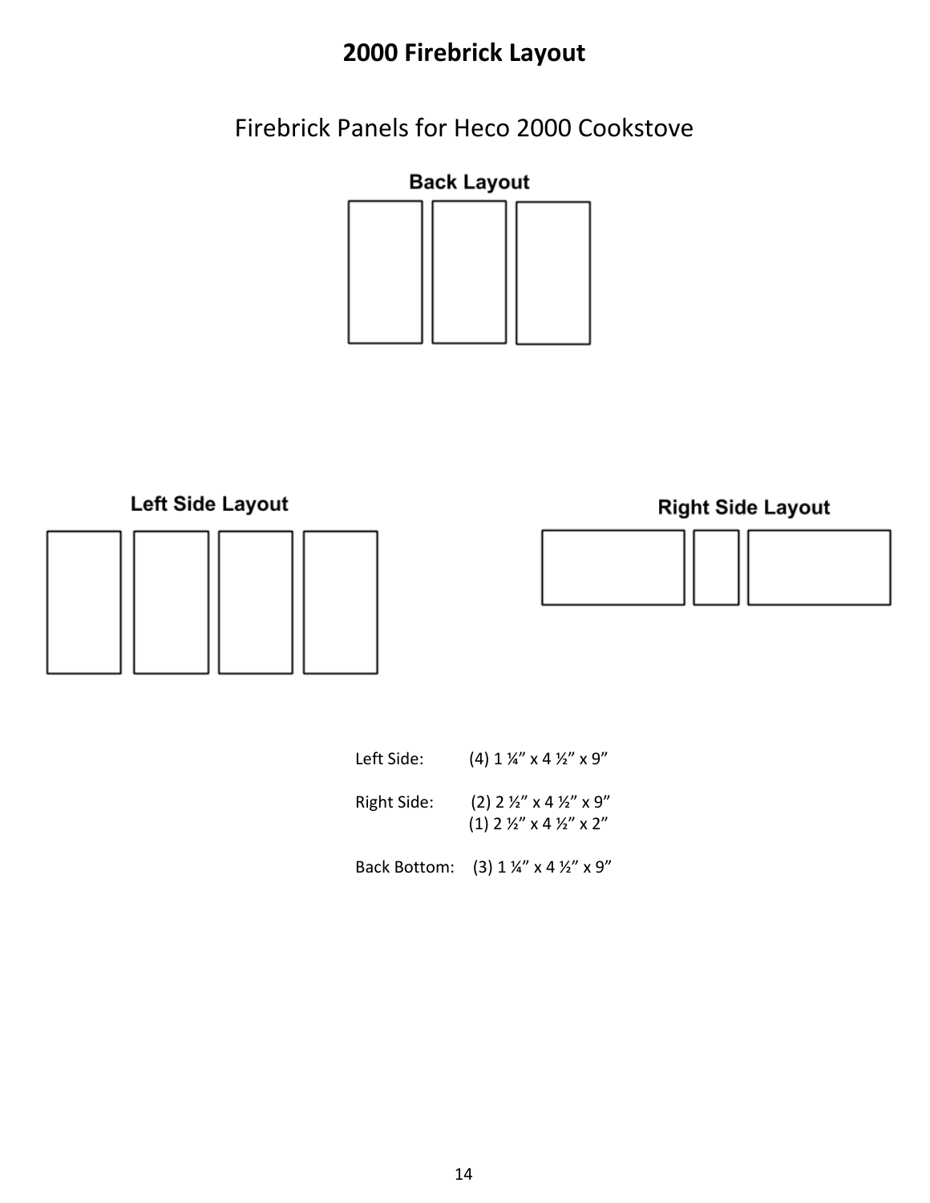# 2000 Firebrick Layout

## Firebrick Panels for Heco 2000 Cookstove

**Back Layout**

**Left Side Layout**

**Right Side Layout**

Left Side: (4) 1 ¼" x 4 ½" x 9"

Right Side: (2) 2 ½" x 4 ½" x 9"
(1) 2 ½" x 4 ½" x 2"

Back Bottom: (3) 1 ¼" x 4 ½" x 9"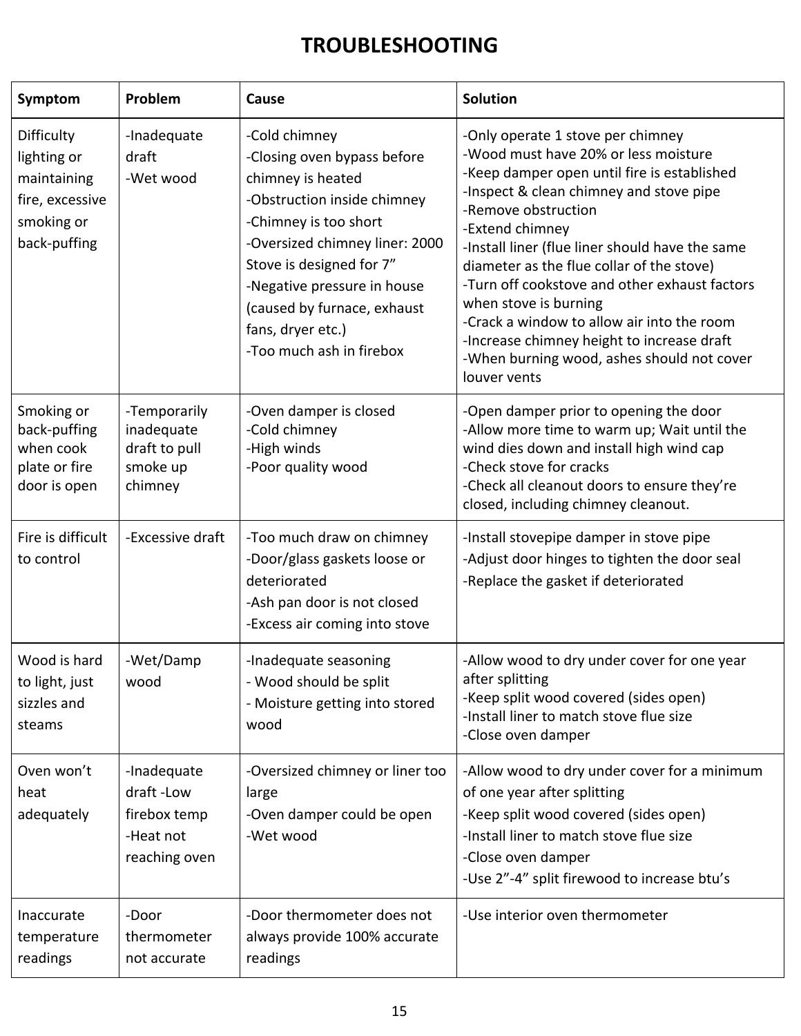# TROUBLESHOOTING

| Symptom | Problem | Cause | Solution |
|---|---|---|---|
| Difficulty lighting or maintaining fire, excessive smoking or back-puffing | -Inadequate draft<br>-Wet wood | -Cold chimney<br>-Closing oven bypass before chimney is heated<br>-Obstruction inside chimney<br>-Chimney is too short<br>-Oversized chimney liner: 2000 Stove is designed for 7”<br>-Negative pressure in house (caused by furnace, exhaust fans, dryer etc.)<br>-Too much ash in firebox | -Only operate 1 stove per chimney<br>-Wood must have 20% or less moisture<br>-Keep damper open until fire is established<br>-Inspect & clean chimney and stove pipe<br>-Remove obstruction<br>-Extend chimney<br>-Install liner (flue liner should have the same diameter as the flue collar of the stove)<br>-Turn off cookstove and other exhaust factors when stove is burning<br>-Crack a window to allow air into the room<br>-Increase chimney height to increase draft<br>-When burning wood, ashes should not cover louver vents |
| Smoking or back-puffing when cook plate or fire door is open | -Temporarily inadequate draft to pull smoke up chimney | -Oven damper is closed<br>-Cold chimney<br>-High winds<br>-Poor quality wood | -Open damper prior to opening the door<br>-Allow more time to warm up; Wait until the wind dies down and install high wind cap<br>-Check stove for cracks<br>-Check all cleanout doors to ensure they’re closed, including chimney cleanout. |
| Fire is difficult to control | -Excessive draft | -Too much draw on chimney<br>-Door/glass gaskets loose or deteriorated<br>-Ash pan door is not closed<br>-Excess air coming into stove | -Install stovepipe damper in stove pipe<br>-Adjust door hinges to tighten the door seal<br>-Replace the gasket if deteriorated |
| Wood is hard to light, just sizzles and steams | -Wet/Damp wood | -Inadequate seasoning<br>- Wood should be split<br>- Moisture getting into stored wood | -Allow wood to dry under cover for one year after splitting<br>-Keep split wood covered (sides open)<br>-Install liner to match stove flue size<br>-Close oven damper |
| Oven won’t heat adequately | -Inadequate draft -Low firebox temp<br>-Heat not reaching oven | -Oversized chimney or liner too large<br>-Oven damper could be open<br>-Wet wood | -Allow wood to dry under cover for a minimum of one year after splitting<br>-Keep split wood covered (sides open)<br>-Install liner to match stove flue size<br>-Close oven damper<br>-Use 2”-4” split firewood to increase btu’s |
| Inaccurate temperature readings | -Door thermometer not accurate | -Door thermometer does not always provide 100% accurate readings | -Use interior oven thermometer |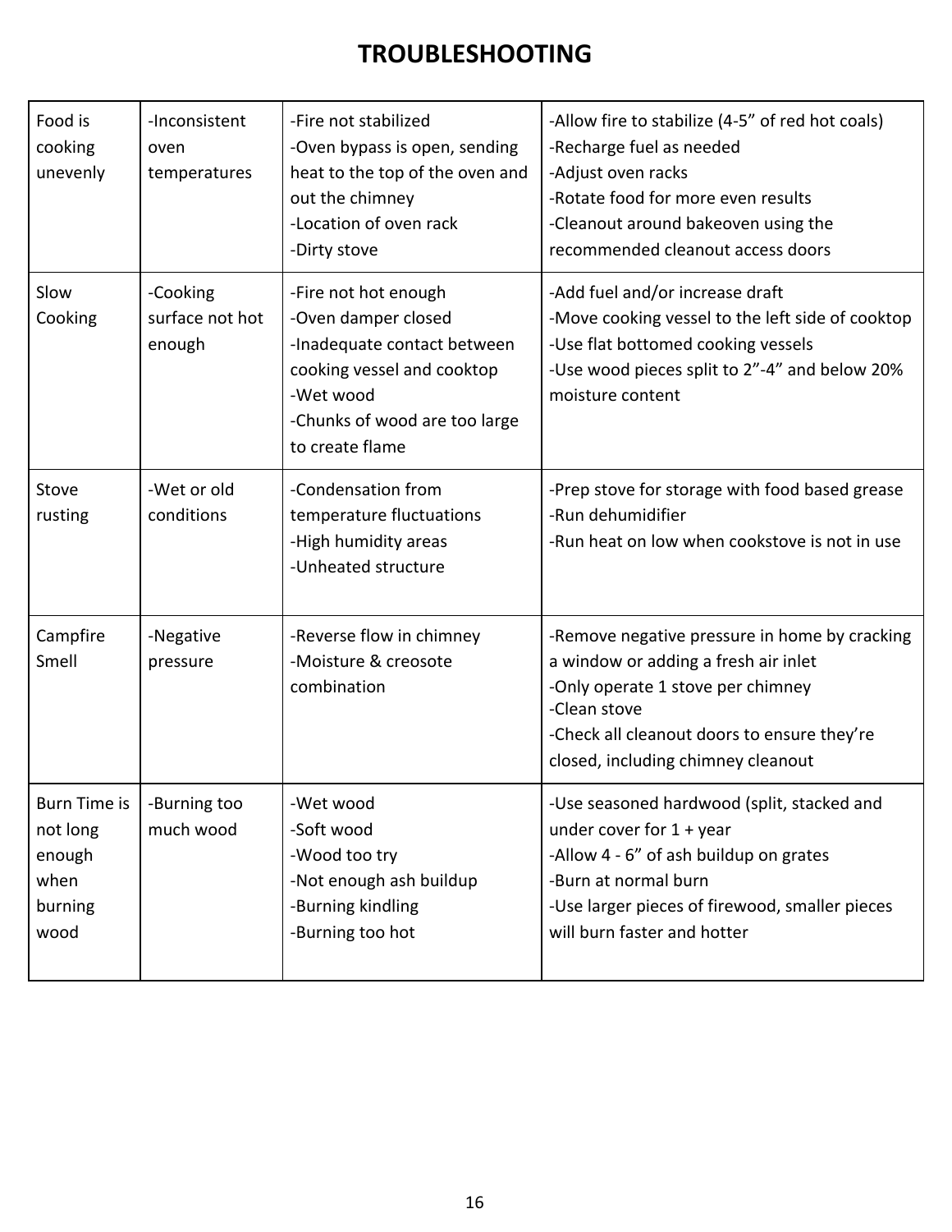# TROUBLESHOOTING

| | | | |
|---|---|---|---|
| Food is cooking unevenly | -Inconsistent oven temperatures | -Fire not stabilized<br>-Oven bypass is open, sending heat to the top of the oven and out the chimney<br>-Location of oven rack<br>-Dirty stove | -Allow fire to stabilize (4-5" of red hot coals)<br>-Recharge fuel as needed<br>-Adjust oven racks<br>-Rotate food for more even results<br>-Cleanout around bakeoven using the recommended cleanout access doors |
| Slow Cooking | -Cooking surface not hot enough | -Fire not hot enough<br>-Oven damper closed<br>-Inadequate contact between cooking vessel and cooktop<br>-Wet wood<br>-Chunks of wood are too large to create flame | -Add fuel and/or increase draft<br>-Move cooking vessel to the left side of cooktop<br>-Use flat bottomed cooking vessels<br>-Use wood pieces split to 2"-4" and below 20% moisture content |
| Stove rusting | -Wet or old conditions | -Condensation from temperature fluctuations<br>-High humidity areas<br>-Unheated structure | -Prep stove for storage with food based grease<br>-Run dehumidifier<br>-Run heat on low when cookstove is not in use |
| Campfire Smell | -Negative pressure | -Reverse flow in chimney<br>-Moisture & creosote combination | -Remove negative pressure in home by cracking a window or adding a fresh air inlet<br>-Only operate 1 stove per chimney<br>-Clean stove<br>-Check all cleanout doors to ensure they're closed, including chimney cleanout |
| Burn Time is not long enough when burning wood | -Burning too much wood | -Wet wood<br>-Soft wood<br>-Wood too try<br>-Not enough ash buildup<br>-Burning kindling<br>-Burning too hot | -Use seasoned hardwood (split, stacked and under cover for 1 + year<br>-Allow 4 - 6" of ash buildup on grates<br>-Burn at normal burn<br>-Use larger pieces of firewood, smaller pieces will burn faster and hotter |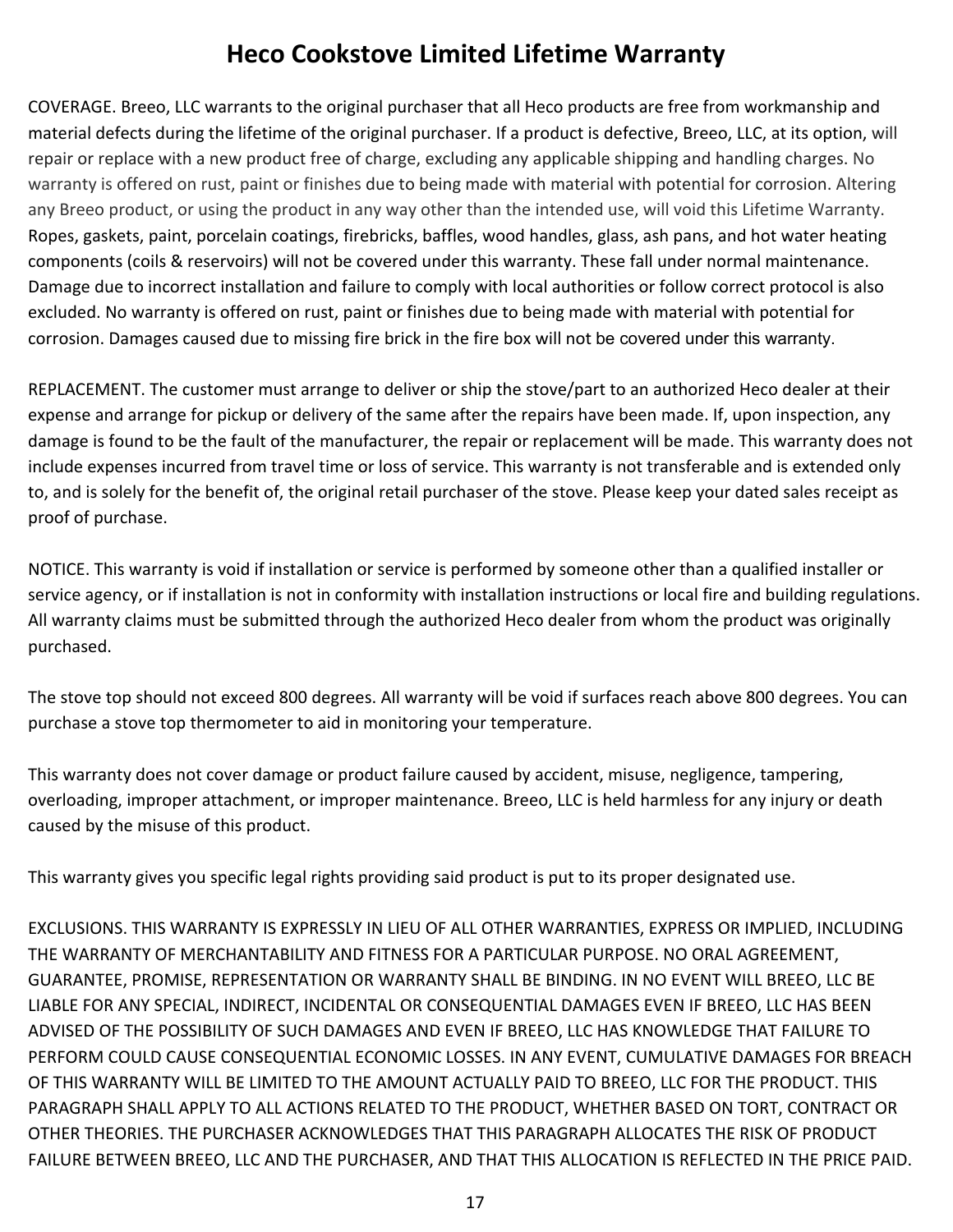# Heco Cookstove Limited Lifetime Warranty

COVERAGE. Breeo, LLC warrants to the original purchaser that all Heco products are free from workmanship and material defects during the lifetime of the original purchaser. If a product is defective, Breeo, LLC, at its option, will repair or replace with a new product free of charge, excluding any applicable shipping and handling charges. No warranty is offered on rust, paint or finishes due to being made with material with potential for corrosion. Altering any Breeo product, or using the product in any way other than the intended use, will void this Lifetime Warranty. Ropes, gaskets, paint, porcelain coatings, firebricks, baffles, wood handles, glass, ash pans, and hot water heating components (coils & reservoirs) will not be covered under this warranty. These fall under normal maintenance. Damage due to incorrect installation and failure to comply with local authorities or follow correct protocol is also excluded. No warranty is offered on rust, paint or finishes due to being made with material with potential for corrosion. Damages caused due to missing fire brick in the fire box will not be covered under this warranty.

REPLACEMENT. The customer must arrange to deliver or ship the stove/part to an authorized Heco dealer at their expense and arrange for pickup or delivery of the same after the repairs have been made. If, upon inspection, any damage is found to be the fault of the manufacturer, the repair or replacement will be made. This warranty does not include expenses incurred from travel time or loss of service. This warranty is not transferable and is extended only to, and is solely for the benefit of, the original retail purchaser of the stove. Please keep your dated sales receipt as proof of purchase.

NOTICE. This warranty is void if installation or service is performed by someone other than a qualified installer or service agency, or if installation is not in conformity with installation instructions or local fire and building regulations. All warranty claims must be submitted through the authorized Heco dealer from whom the product was originally purchased.

The stove top should not exceed 800 degrees. All warranty will be void if surfaces reach above 800 degrees. You can purchase a stove top thermometer to aid in monitoring your temperature.

This warranty does not cover damage or product failure caused by accident, misuse, negligence, tampering, overloading, improper attachment, or improper maintenance. Breeo, LLC is held harmless for any injury or death caused by the misuse of this product.

This warranty gives you specific legal rights providing said product is put to its proper designated use.

EXCLUSIONS. THIS WARRANTY IS EXPRESSLY IN LIEU OF ALL OTHER WARRANTIES, EXPRESS OR IMPLIED, INCLUDING THE WARRANTY OF MERCHANTABILITY AND FITNESS FOR A PARTICULAR PURPOSE. NO ORAL AGREEMENT, GUARANTEE, PROMISE, REPRESENTATION OR WARRANTY SHALL BE BINDING. IN NO EVENT WILL BREEO, LLC BE LIABLE FOR ANY SPECIAL, INDIRECT, INCIDENTAL OR CONSEQUENTIAL DAMAGES EVEN IF BREEO, LLC HAS BEEN ADVISED OF THE POSSIBILITY OF SUCH DAMAGES AND EVEN IF BREEO, LLC HAS KNOWLEDGE THAT FAILURE TO PERFORM COULD CAUSE CONSEQUENTIAL ECONOMIC LOSSES. IN ANY EVENT, CUMULATIVE DAMAGES FOR BREACH OF THIS WARRANTY WILL BE LIMITED TO THE AMOUNT ACTUALLY PAID TO BREEO, LLC FOR THE PRODUCT. THIS PARAGRAPH SHALL APPLY TO ALL ACTIONS RELATED TO THE PRODUCT, WHETHER BASED ON TORT, CONTRACT OR OTHER THEORIES. THE PURCHASER ACKNOWLEDGES THAT THIS PARAGRAPH ALLOCATES THE RISK OF PRODUCT FAILURE BETWEEN BREEO, LLC AND THE PURCHASER, AND THAT THIS ALLOCATION IS REFLECTED IN THE PRICE PAID.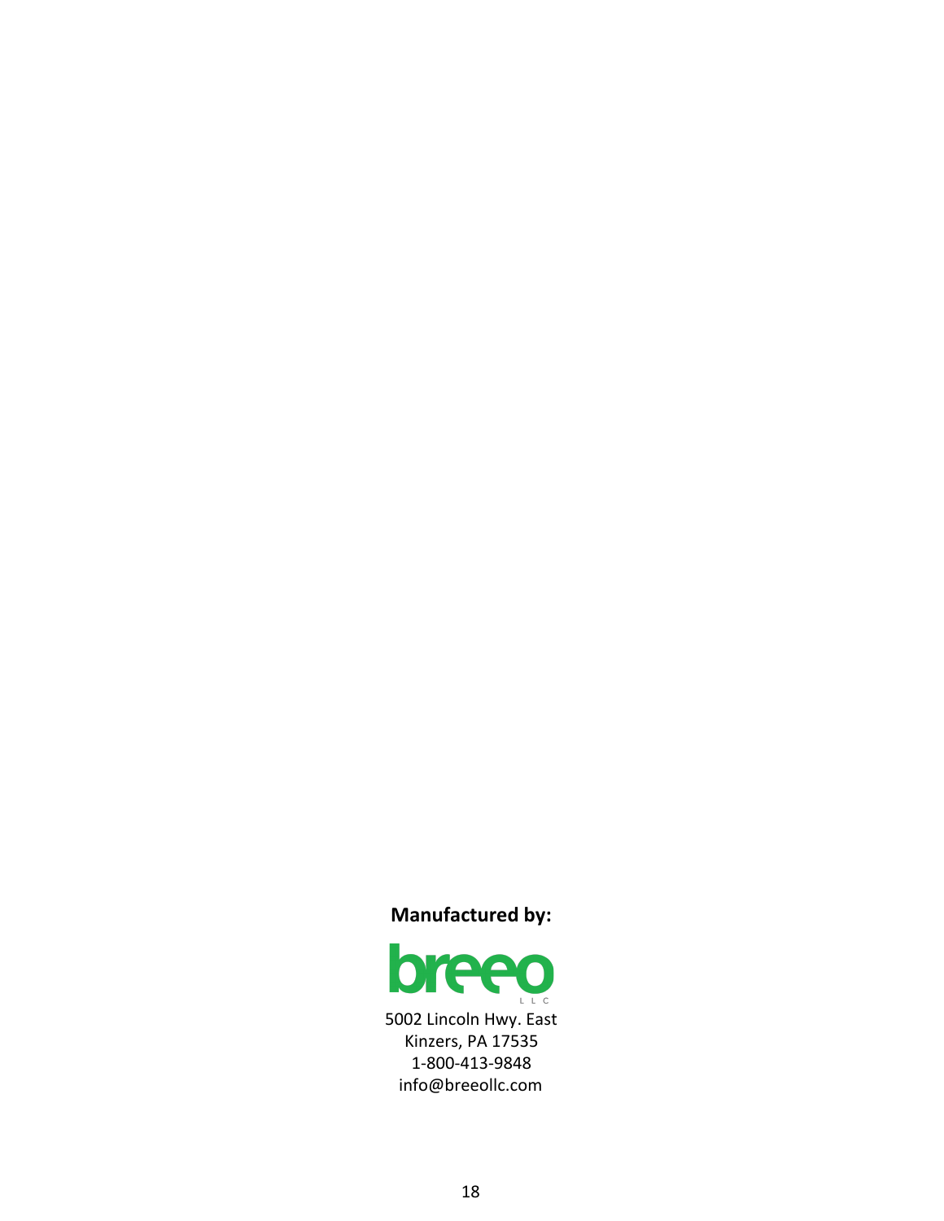**Manufactured by:**

breeo LLC

5002 Lincoln Hwy. East
Kinzers, PA 17535
1-800-413-9848
info@breeollc.com